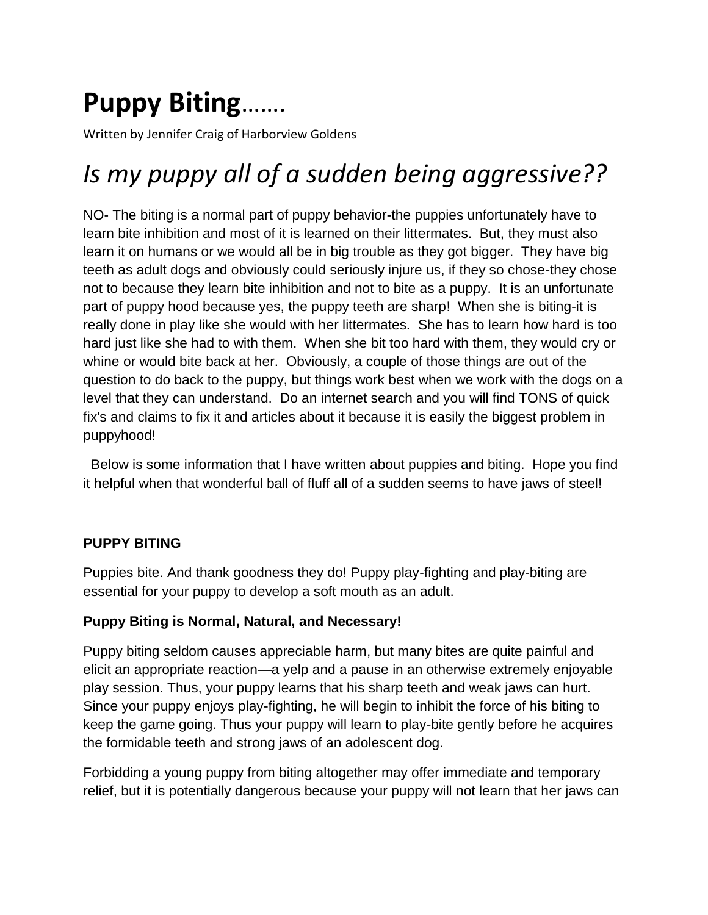# Puppy Biting…….

Written by Jennifer Craig of Harborview Goldens

# *Is my puppy all of a sudden being aggressive??*

NO- The biting is a normal part of puppy behavior-the puppies unfortunately have to learn bite inhibition and most of it is learned on their littermates. But, they must also learn it on humans or we would all be in big trouble as they got bigger. They have big teeth as adult dogs and obviously could seriously injure us, if they so chose-they chose not to because they learn bite inhibition and not to bite as a puppy. It is an unfortunate part of puppy hood because yes, the puppy teeth are sharp! When she is biting-it is really done in play like she would with her littermates. She has to learn how hard is too hard just like she had to with them. When she bit too hard with them, they would cry or whine or would bite back at her. Obviously, a couple of those things are out of the question to do back to the puppy, but things work best when we work with the dogs on a level that they can understand. Do an internet search and you will find TONS of quick fix's and claims to fix it and articles about it because it is easily the biggest problem in puppyhood!

Below is some information that I have written about puppies and biting. Hope you find it helpful when that wonderful ball of fluff all of a sudden seems to have jaws of steel!

**PUPPY BITING**

Puppies bite. And thank goodness they do! Puppy play-fighting and play-biting are essential for your puppy to develop a soft mouth as an adult.

**Puppy Biting is Normal, Natural, and Necessary!**

Puppy biting seldom causes appreciable harm, but many bites are quite painful and elicit an appropriate reaction—a yelp and a pause in an otherwise extremely enjoyable play session. Thus, your puppy learns that his sharp teeth and weak jaws can hurt. Since your puppy enjoys play-fighting, he will begin to inhibit the force of his biting to keep the game going. Thus your puppy will learn to play-bite gently before he acquires the formidable teeth and strong jaws of an adolescent dog.

Forbidding a young puppy from biting altogether may offer immediate and temporary relief, but it is potentially dangerous because your puppy will not learn that her jaws can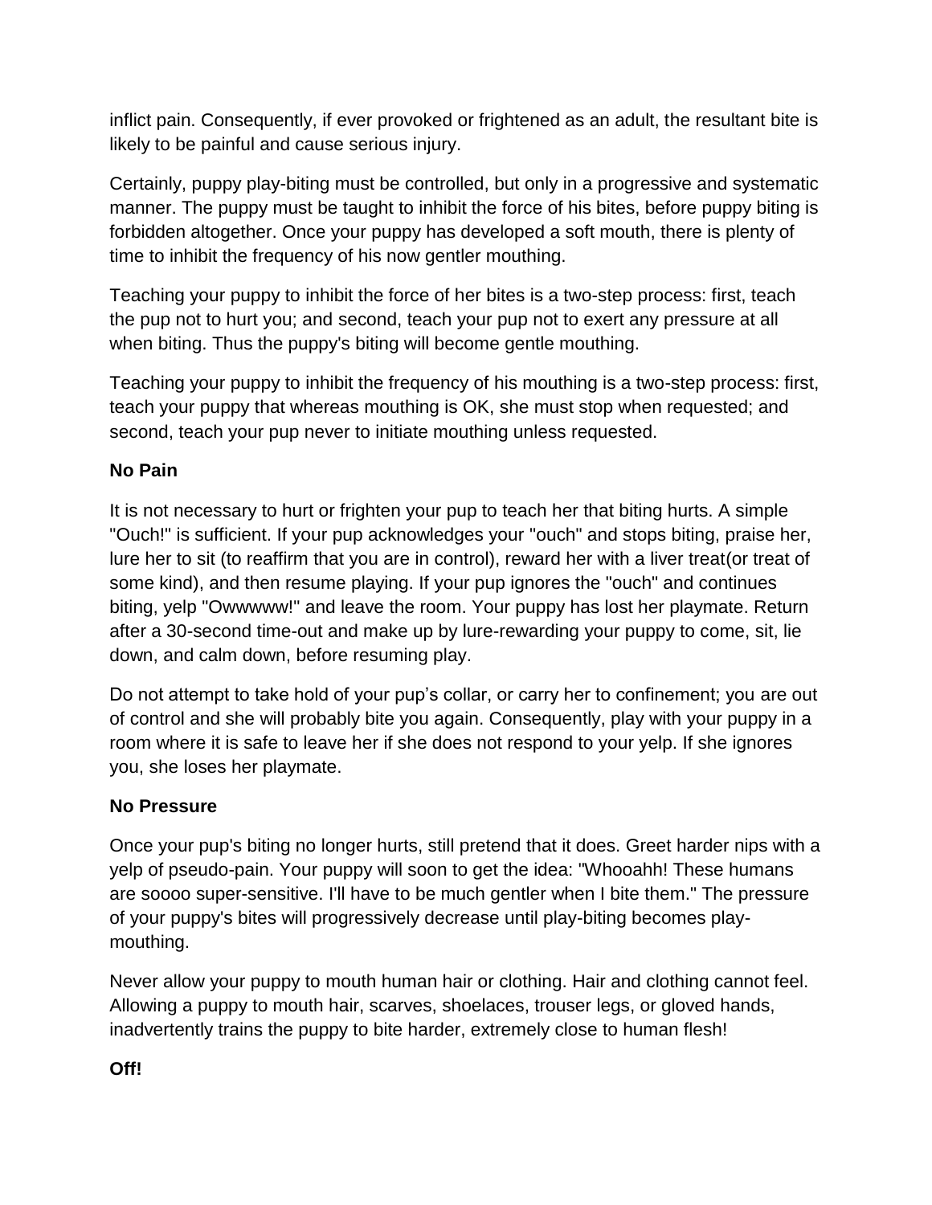inflict pain. Consequently, if ever provoked or frightened as an adult, the resultant bite is likely to be painful and cause serious injury.

Certainly, puppy play-biting must be controlled, but only in a progressive and systematic manner. The puppy must be taught to inhibit the force of his bites, before puppy biting is forbidden altogether. Once your puppy has developed a soft mouth, there is plenty of time to inhibit the frequency of his now gentler mouthing.

Teaching your puppy to inhibit the force of her bites is a two-step process: first, teach the pup not to hurt you; and second, teach your pup not to exert any pressure at all when biting. Thus the puppy's biting will become gentle mouthing.

Teaching your puppy to inhibit the frequency of his mouthing is a two-step process: first, teach your puppy that whereas mouthing is OK, she must stop when requested; and second, teach your pup never to initiate mouthing unless requested.

**No Pain**

It is not necessary to hurt or frighten your pup to teach her that biting hurts. A simple "Ouch!" is sufficient. If your pup acknowledges your "ouch" and stops biting, praise her, lure her to sit (to reaffirm that you are in control), reward her with a liver treat(or treat of some kind), and then resume playing. If your pup ignores the "ouch" and continues biting, yelp "Owwwww!" and leave the room. Your puppy has lost her playmate. Return after a 30-second time-out and make up by lure-rewarding your puppy to come, sit, lie down, and calm down, before resuming play.

Do not attempt to take hold of your pup's collar, or carry her to confinement; you are out of control and she will probably bite you again. Consequently, play with your puppy in a room where it is safe to leave her if she does not respond to your yelp. If she ignores you, she loses her playmate.

**No Pressure**

Once your pup's biting no longer hurts, still pretend that it does. Greet harder nips with a yelp of pseudo-pain. Your puppy will soon to get the idea: "Whooahh! These humans are soooo super-sensitive. I'll have to be much gentler when I bite them." The pressure of your puppy's bites will progressively decrease until play-biting becomes play-mouthing.

Never allow your puppy to mouth human hair or clothing. Hair and clothing cannot feel. Allowing a puppy to mouth hair, scarves, shoelaces, trouser legs, or gloved hands, inadvertently trains the puppy to bite harder, extremely close to human flesh!

**Off!**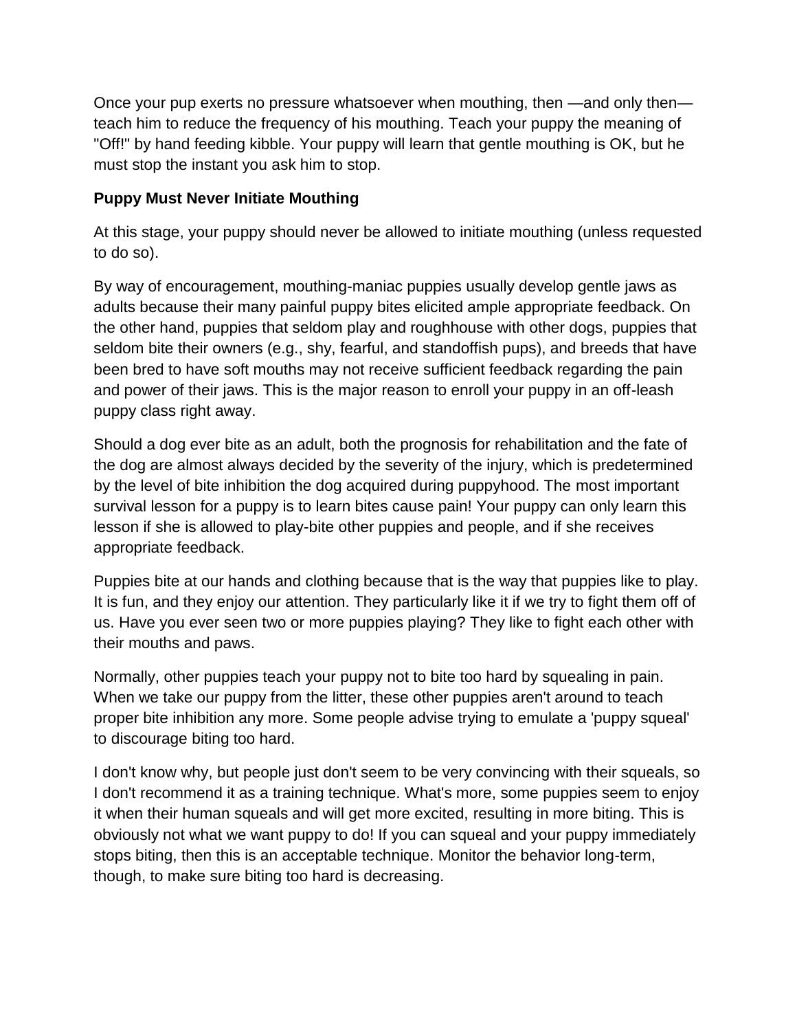Once your pup exerts no pressure whatsoever when mouthing, then —and only then— teach him to reduce the frequency of his mouthing. Teach your puppy the meaning of "Off!" by hand feeding kibble. Your puppy will learn that gentle mouthing is OK, but he must stop the instant you ask him to stop.

**Puppy Must Never Initiate Mouthing**

At this stage, your puppy should never be allowed to initiate mouthing (unless requested to do so).

By way of encouragement, mouthing-maniac puppies usually develop gentle jaws as adults because their many painful puppy bites elicited ample appropriate feedback. On the other hand, puppies that seldom play and roughhouse with other dogs, puppies that seldom bite their owners (e.g., shy, fearful, and standoffish pups), and breeds that have been bred to have soft mouths may not receive sufficient feedback regarding the pain and power of their jaws. This is the major reason to enroll your puppy in an off-leash puppy class right away.

Should a dog ever bite as an adult, both the prognosis for rehabilitation and the fate of the dog are almost always decided by the severity of the injury, which is predetermined by the level of bite inhibition the dog acquired during puppyhood. The most important survival lesson for a puppy is to learn bites cause pain! Your puppy can only learn this lesson if she is allowed to play-bite other puppies and people, and if she receives appropriate feedback.

Puppies bite at our hands and clothing because that is the way that puppies like to play. It is fun, and they enjoy our attention. They particularly like it if we try to fight them off of us. Have you ever seen two or more puppies playing? They like to fight each other with their mouths and paws.

Normally, other puppies teach your puppy not to bite too hard by squealing in pain. When we take our puppy from the litter, these other puppies aren't around to teach proper bite inhibition any more. Some people advise trying to emulate a 'puppy squeal' to discourage biting too hard.

I don't know why, but people just don't seem to be very convincing with their squeals, so I don't recommend it as a training technique. What's more, some puppies seem to enjoy it when their human squeals and will get more excited, resulting in more biting. This is obviously not what we want puppy to do! If you can squeal and your puppy immediately stops biting, then this is an acceptable technique. Monitor the behavior long-term, though, to make sure biting too hard is decreasing.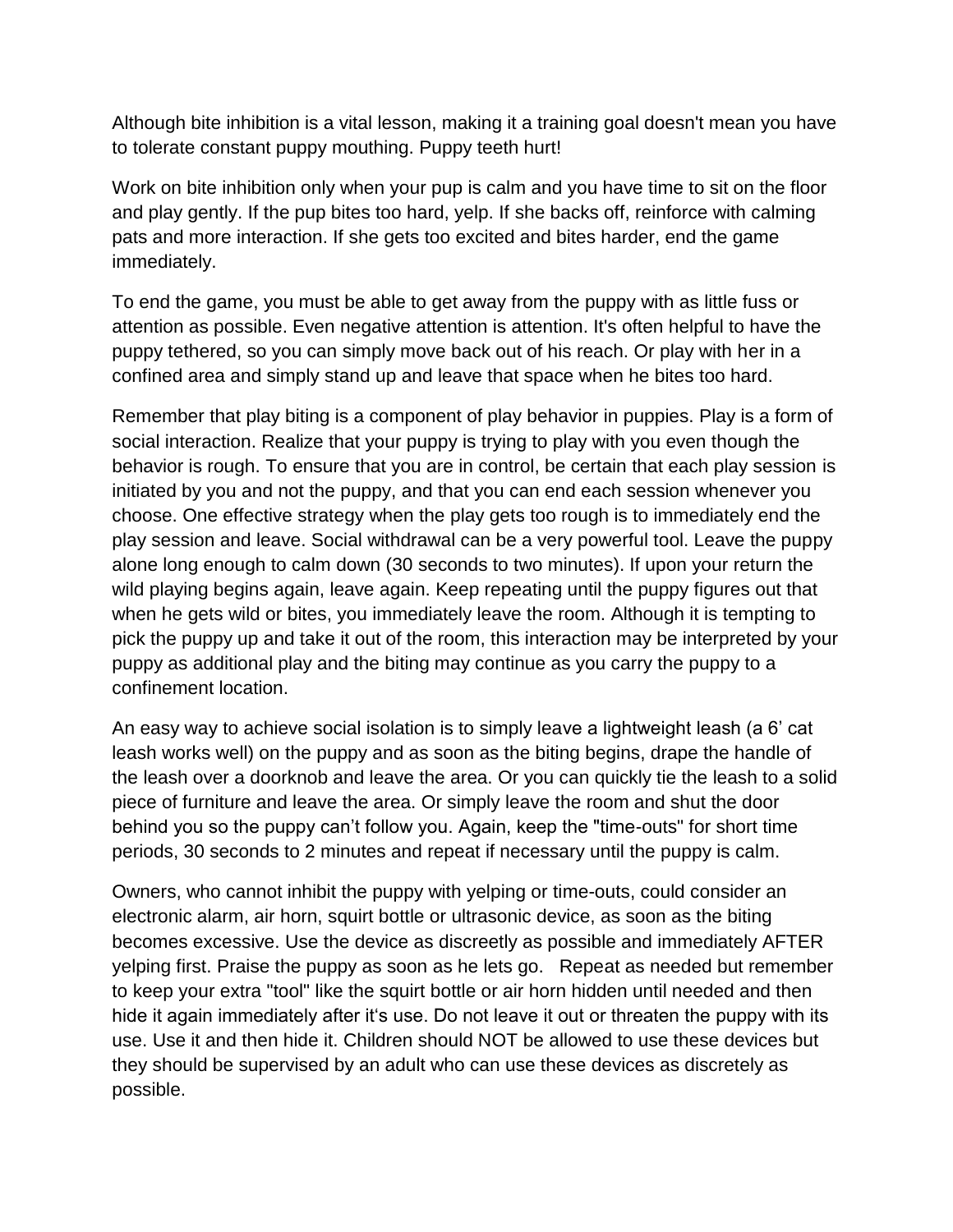Although bite inhibition is a vital lesson, making it a training goal doesn't mean you have to tolerate constant puppy mouthing. Puppy teeth hurt!

Work on bite inhibition only when your pup is calm and you have time to sit on the floor and play gently. If the pup bites too hard, yelp. If she backs off, reinforce with calming pats and more interaction. If she gets too excited and bites harder, end the game immediately.

To end the game, you must be able to get away from the puppy with as little fuss or attention as possible. Even negative attention is attention. It's often helpful to have the puppy tethered, so you can simply move back out of his reach. Or play with her in a confined area and simply stand up and leave that space when he bites too hard.

Remember that play biting is a component of play behavior in puppies. Play is a form of social interaction. Realize that your puppy is trying to play with you even though the behavior is rough. To ensure that you are in control, be certain that each play session is initiated by you and not the puppy, and that you can end each session whenever you choose. One effective strategy when the play gets too rough is to immediately end the play session and leave. Social withdrawal can be a very powerful tool. Leave the puppy alone long enough to calm down (30 seconds to two minutes). If upon your return the wild playing begins again, leave again. Keep repeating until the puppy figures out that when he gets wild or bites, you immediately leave the room. Although it is tempting to pick the puppy up and take it out of the room, this interaction may be interpreted by your puppy as additional play and the biting may continue as you carry the puppy to a confinement location.

An easy way to achieve social isolation is to simply leave a lightweight leash (a 6' cat leash works well) on the puppy and as soon as the biting begins, drape the handle of the leash over a doorknob and leave the area. Or you can quickly tie the leash to a solid piece of furniture and leave the area. Or simply leave the room and shut the door behind you so the puppy can't follow you. Again, keep the "time-outs" for short time periods, 30 seconds to 2 minutes and repeat if necessary until the puppy is calm.

Owners, who cannot inhibit the puppy with yelping or time-outs, could consider an electronic alarm, air horn, squirt bottle or ultrasonic device, as soon as the biting becomes excessive. Use the device as discreetly as possible and immediately AFTER yelping first. Praise the puppy as soon as he lets go. Repeat as needed but remember to keep your extra "tool" like the squirt bottle or air horn hidden until needed and then hide it again immediately after it's use. Do not leave it out or threaten the puppy with its use. Use it and then hide it. Children should NOT be allowed to use these devices but they should be supervised by an adult who can use these devices as discretely as possible.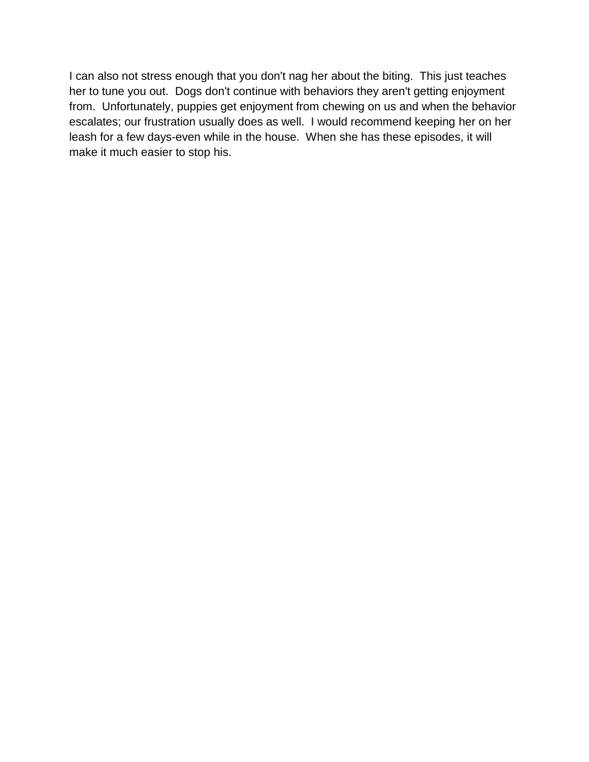I can also not stress enough that you don't nag her about the biting. This just teaches her to tune you out. Dogs don't continue with behaviors they aren't getting enjoyment from. Unfortunately, puppies get enjoyment from chewing on us and when the behavior escalates; our frustration usually does as well. I would recommend keeping her on her leash for a few days-even while in the house. When she has these episodes, it will make it much easier to stop his.